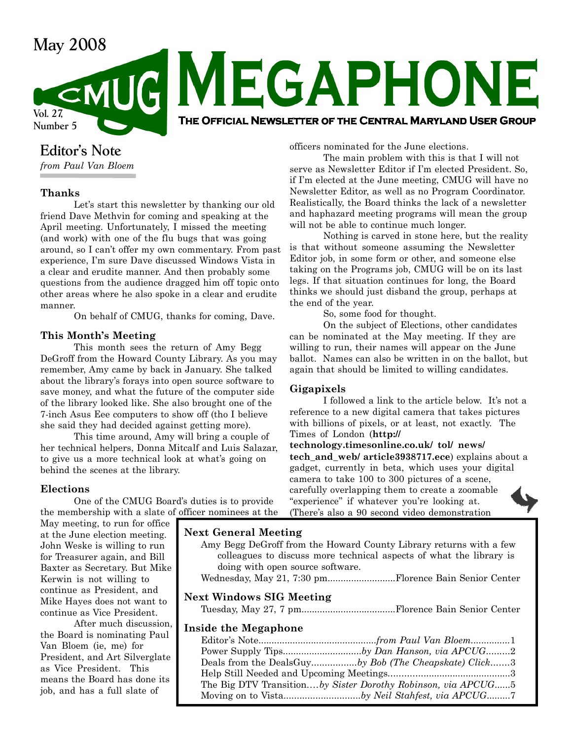May 2008

# MEGAPHONE

Vol. 27, Number 5

**The Official Newsletter of the Central Maryland User Group**

## Editor's Note

*from Paul Van Bloem*

### Thanks

Let's start this newsletter by thanking our old friend Dave Methvin for coming and speaking at the April meeting. Unfortunately, I missed the meeting (and work) with one of the flu bugs that was going around, so I can't offer my own commentary. From past experience, I'm sure Dave discussed Windows Vista in a clear and erudite manner. And then probably some questions from the audience dragged him off topic onto other areas where he also spoke in a clear and erudite manner.

On behalf of CMUG, thanks for coming, Dave.

### This Month's Meeting

This month sees the return of Amy Begg DeGroff from the Howard County Library. As you may remember, Amy came by back in January. She talked about the library's forays into open source software to save money, and what the future of the computer side of the library looked like. She also brought one of the 7-inch Asus Eee computers to show off (tho I believe she said they had decided against getting more).

This time around, Amy will bring a couple of her technical helpers, Donna Mitcalf and Luis Salazar, to give us a more technical look at what's going on behind the scenes at the library.

### Elections

One of the CMUG Board's duties is to provide the membership with a slate of officer nominees at the May meeting, to run for office at the June election meeting. John Weske is willing to run for Treasurer again, and Bill Baxter as Secretary. But Mike Kerwin is not willing to continue as President, and Mike Hayes does not want to continue as Vice President.

After much discussion, the Board is nominating Paul Van Bloem (ie, me) for President, and Art Silverglate as Vice President. This means the Board has done its job, and has a full slate of officers nominated for the June elections.

The main problem with this is that I will not serve as Newsletter Editor if I'm elected President. So, if I'm elected at the June meeting, CMUG will have no Newsletter Editor, as well as no Program Coordinator. Realistically, the Board thinks the lack of a newsletter and haphazard meeting programs will mean the group will not be able to continue much longer.

Nothing is carved in stone here, but the reality is that without someone assuming the Newsletter Editor job, in some form or other, and someone else taking on the Programs job, CMUG will be on its last legs. If that situation continues for long, the Board thinks we should just disband the group, perhaps at the end of the year.

So, some food for thought.

On the subject of Elections, other candidates can be nominated at the May meeting. If they are willing to run, their names will appear on the June ballot. Names can also be written in on the ballot, but again that should be limited to willing candidates.

### Gigapixels

I followed a link to the article below. It's not a reference to a new digital camera that takes pictures with billions of pixels, or at least, not exactly. The Times of London (**http://technology.timesonline.co.uk/ tol/ news/ tech_and_web/ article3938717.ece**) explains about a gadget, currently in beta, which uses your digital camera to take 100 to 300 pictures of a scene, carefully overlapping them to create a zoomable "experience" if whatever you're looking at. (There's also a 90 second video demonstration

---

### Next General Meeting

Amy Begg DeGroff from the Howard County Library returns with a few colleagues to discuss more technical aspects of what the library is doing with open source software.

Wednesday, May 21, 7:30 pm.......................... Florence Bain Senior Center

### Next Windows SIG Meeting

Tuesday, May 27, 7 pm.................................... Florence Bain Senior Center

### Inside the Megaphone

Editor's Note............................................ *from Paul Van Bloem*...............1
Power Supply Tips.............................. *by Dan Hanson, via APCUG*.........2
Deals from the DealsGuy................. *by Bob (The Cheapskate) Click*........3
Help Still Needed and Upcoming Meetings.............................................3
The Big DTV Transition.... *by Sister Dorothy Robinson, via APCUG*......5
Moving on to Vista............................. *by Neil Stahfest, via APCUG*.........7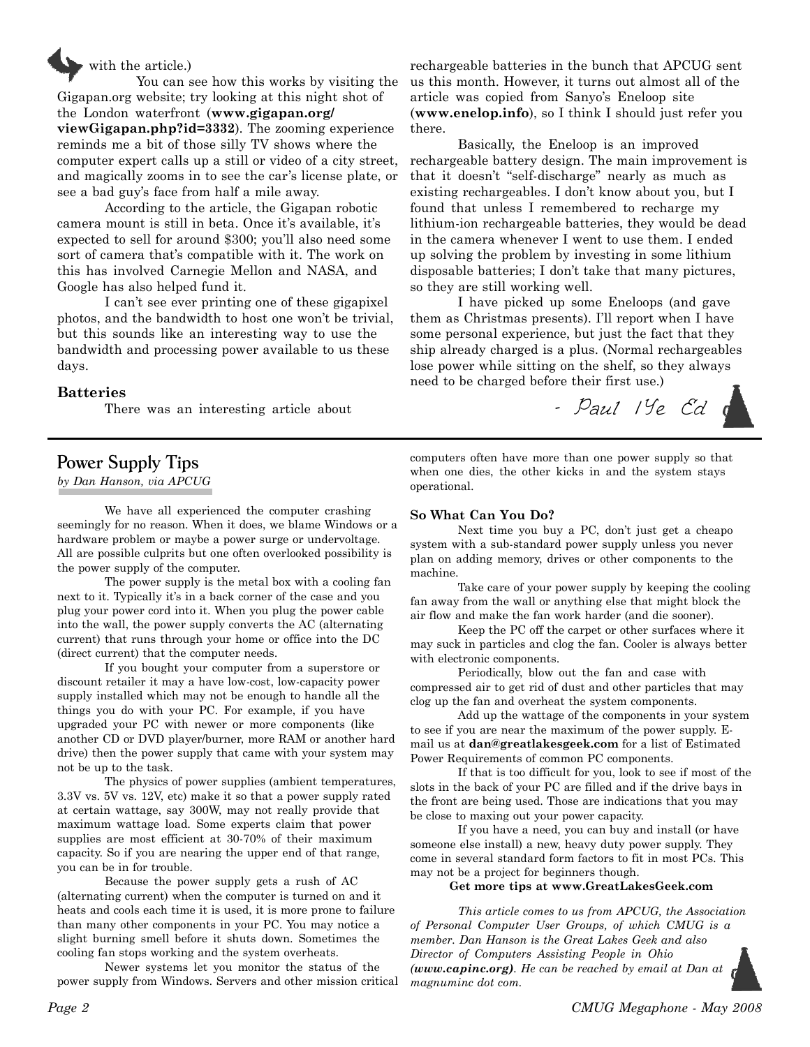with the article.)

You can see how this works by visiting the Gigapan.org website; try looking at this night shot of the London waterfront (**www.gigapan.org/viewGigapan.php?id=3332**). The zooming experience reminds me a bit of those silly TV shows where the computer expert calls up a still or video of a city street, and magically zooms in to see the car's license plate, or see a bad guy's face from half a mile away.

According to the article, the Gigapan robotic camera mount is still in beta. Once it's available, it's expected to sell for around $300; you'll also need some sort of camera that's compatible with it. The work on this has involved Carnegie Mellon and NASA, and Google has also helped fund it.

I can't see ever printing one of these gigapixel photos, and the bandwidth to host one won't be trivial, but this sounds like an interesting way to use the bandwidth and processing power available to us these days.

**Batteries**

There was an interesting article about rechargeable batteries in the bunch that APCUG sent us this month. However, it turns out almost all of the article was copied from Sanyo's Eneloop site (**www.enelop.info**), so I think I should just refer you there.

Basically, the Eneloop is an improved rechargeable battery design. The main improvement is that it doesn't "self-discharge" nearly as much as existing rechargeables. I don't know about you, but I found that unless I remembered to recharge my lithium-ion rechargeable batteries, they would be dead in the camera whenever I went to use them. I ended up solving the problem by investing in some lithium disposable batteries; I don't take that many pictures, so they are still working well.

I have picked up some Eneloops (and gave them as Christmas presents). I'll report when I have some personal experience, but just the fact that they ship already charged is a plus. (Normal rechargeables lose power while sitting on the shelf, so they always need to be charged before their first use.)

*- Paul 1Ye Ed*

## Power Supply Tips

*by Dan Hanson, via APCUG*

We have all experienced the computer crashing seemingly for no reason. When it does, we blame Windows or a hardware problem or maybe a power surge or undervoltage. All are possible culprits but one often overlooked possibility is the power supply of the computer.

The power supply is the metal box with a cooling fan next to it. Typically it's in a back corner of the case and you plug your power cord into it. When you plug the power cable into the wall, the power supply converts the AC (alternating current) that runs through your home or office into the DC (direct current) that the computer needs.

If you bought your computer from a superstore or discount retailer it may a have low-cost, low-capacity power supply installed which may not be enough to handle all the things you do with your PC. For example, if you have upgraded your PC with newer or more components (like another CD or DVD player/burner, more RAM or another hard drive) then the power supply that came with your system may not be up to the task.

The physics of power supplies (ambient temperatures, 3.3V vs. 5V vs. 12V, etc) make it so that a power supply rated at certain wattage, say 300W, may not really provide that maximum wattage load. Some experts claim that power supplies are most efficient at 30-70% of their maximum capacity. So if you are nearing the upper end of that range, you can be in for trouble.

Because the power supply gets a rush of AC (alternating current) when the computer is turned on and it heats and cools each time it is used, it is more prone to failure than many other components in your PC. You may notice a slight burning smell before it shuts down. Sometimes the cooling fan stops working and the system overheats.

Newer systems let you monitor the status of the power supply from Windows. Servers and other mission critical computers often have more than one power supply so that when one dies, the other kicks in and the system stays operational.

**So What Can You Do?**

Next time you buy a PC, don't just get a cheapo system with a sub-standard power supply unless you never plan on adding memory, drives or other components to the machine.

Take care of your power supply by keeping the cooling fan away from the wall or anything else that might block the air flow and make the fan work harder (and die sooner).

Keep the PC off the carpet or other surfaces where it may suck in particles and clog the fan. Cooler is always better with electronic components.

Periodically, blow out the fan and case with compressed air to get rid of dust and other particles that may clog up the fan and overheat the system components.

Add up the wattage of the components in your system to see if you are near the maximum of the power supply. E-mail us at **dan@greatlakesgeek.com** for a list of Estimated Power Requirements of common PC components.

If that is too difficult for you, look to see if most of the slots in the back of your PC are filled and if the drive bays in the front are being used. Those are indications that you may be close to maxing out your power capacity.

If you have a need, you can buy and install (or have someone else install) a new, heavy duty power supply. They come in several standard form factors to fit in most PCs. This may not be a project for beginners though.

**Get more tips at www.GreatLakesGeek.com**

*This article comes to us from APCUG, the Association of Personal Computer User Groups, of which CMUG is a member. Dan Hanson is the Great Lakes Geek and also Director of Computers Assisting People in Ohio **(www.capinc.org)**. He can be reached by email at Dan at magnuminc dot com.*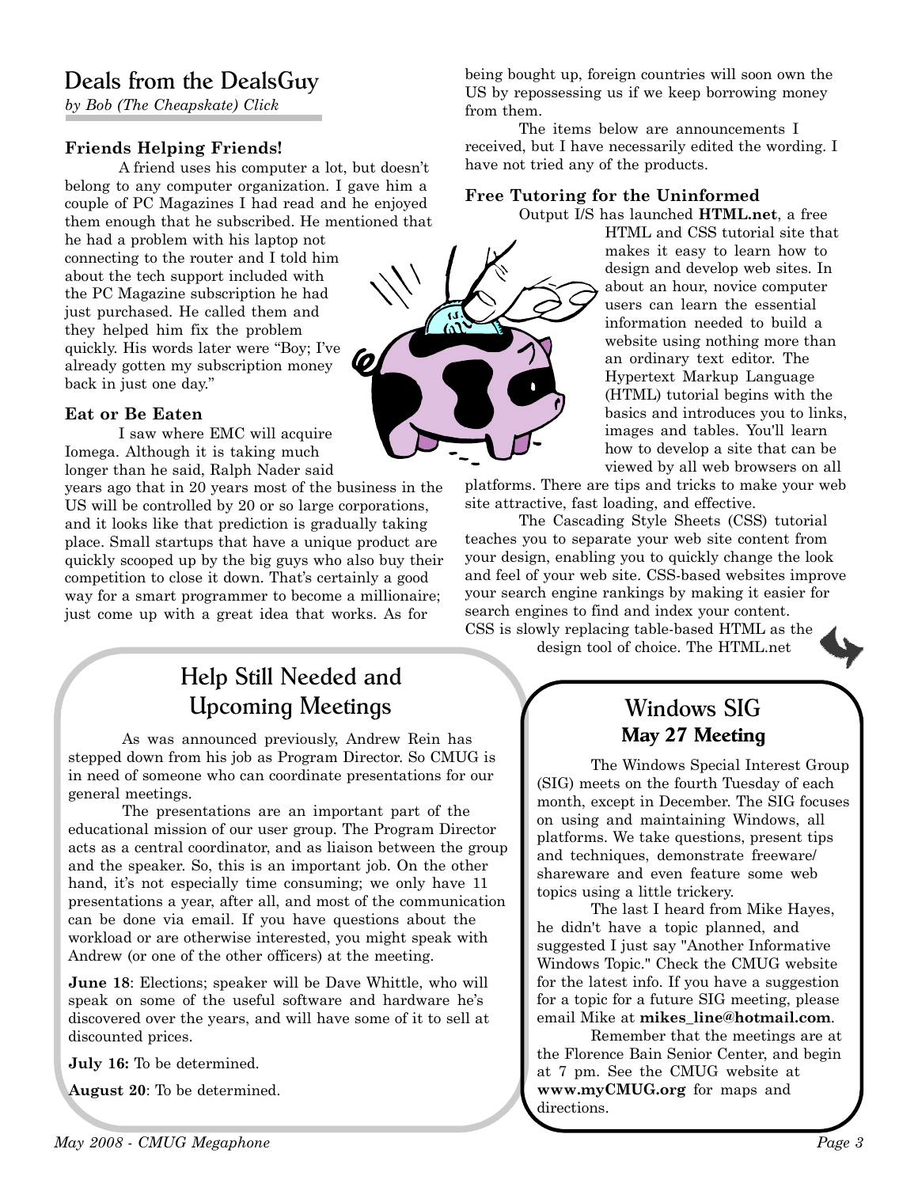## Deals from the DealsGuy

*by Bob (The Cheapskate) Click*

### Friends Helping Friends!

A friend uses his computer a lot, but doesn't belong to any computer organization. I gave him a couple of PC Magazines I had read and he enjoyed them enough that he subscribed. He mentioned that he had a problem with his laptop not connecting to the router and I told him about the tech support included with the PC Magazine subscription he had just purchased. He called them and they helped him fix the problem quickly. His words later were "Boy; I've already gotten my subscription money back in just one day."

### Eat or Be Eaten

I saw where EMC will acquire Iomega. Although it is taking much longer than he said, Ralph Nader said years ago that in 20 years most of the business in the US will be controlled by 20 or so large corporations, and it looks like that prediction is gradually taking place. Small startups that have a unique product are quickly scooped up by the big guys who also buy their competition to close it down. That's certainly a good way for a smart programmer to become a millionaire; just come up with a great idea that works. As for being bought up, foreign countries will soon own the US by repossessing us if we keep borrowing money from them.

The items below are announcements I received, but I have necessarily edited the wording. I have not tried any of the products.

### Free Tutoring for the Uninformed

Output I/S has launched **HTML.net**, a free HTML and CSS tutorial site that makes it easy to learn how to design and develop web sites. In about an hour, novice computer users can learn the essential information needed to build a website using nothing more than an ordinary text editor. The Hypertext Markup Language (HTML) tutorial begins with the basics and introduces you to links, images and tables. You'll learn how to develop a site that can be viewed by all web browsers on all platforms. There are tips and tricks to make your web site attractive, fast loading, and effective.

The Cascading Style Sheets (CSS) tutorial teaches you to separate your web site content from your design, enabling you to quickly change the look and feel of your web site. CSS-based websites improve your search engine rankings by making it easier for search engines to find and index your content. CSS is slowly replacing table-based HTML as the design tool of choice. The HTML.net

## Help Still Needed and Upcoming Meetings

As was announced previously, Andrew Rein has stepped down from his job as Program Director. So CMUG is in need of someone who can coordinate presentations for our general meetings.

The presentations are an important part of the educational mission of our user group. The Program Director acts as a central coordinator, and as liaison between the group and the speaker. So, this is an important job. On the other hand, it's not especially time consuming; we only have 11 presentations a year, after all, and most of the communication can be done via email. If you have questions about the workload or are otherwise interested, you might speak with Andrew (or one of the other officers) at the meeting.

**June 18**: Elections; speaker will be Dave Whittle, who will speak on some of the useful software and hardware he's discovered over the years, and will have some of it to sell at discounted prices.

**July 16:** To be determined.

**August 20**: To be determined.

## Windows SIG

### May 27 Meeting

The Windows Special Interest Group (SIG) meets on the fourth Tuesday of each month, except in December. The SIG focuses on using and maintaining Windows, all platforms. We take questions, present tips and techniques, demonstrate freeware/ shareware and even feature some web topics using a little trickery.

The last I heard from Mike Hayes, he didn't have a topic planned, and suggested I just say "Another Informative Windows Topic." Check the CMUG website for the latest info. If you have a suggestion for a topic for a future SIG meeting, please email Mike at **mikes_line@hotmail.com**.

Remember that the meetings are at the Florence Bain Senior Center, and begin at 7 pm. See the CMUG website at **www.myCMUG.org** for maps and directions.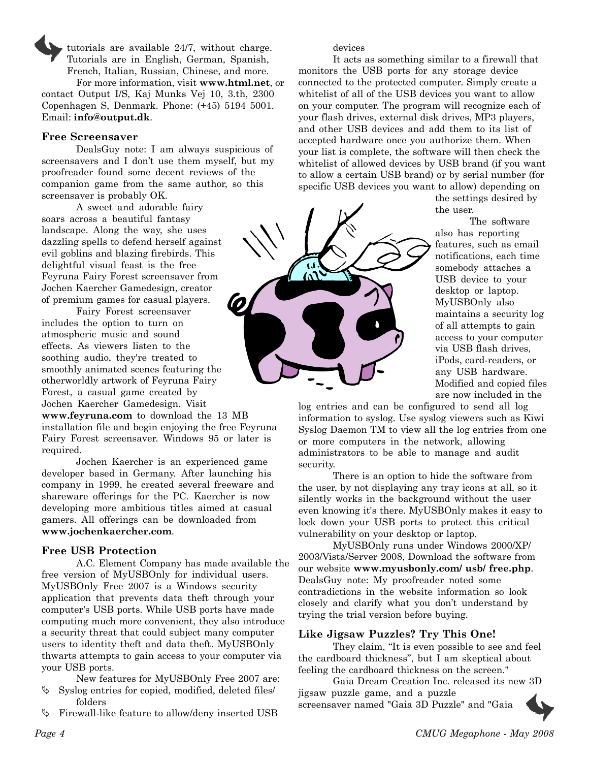tutorials are available 24/7, without charge. Tutorials are in English, German, Spanish, French, Italian, Russian, Chinese, and more.

For more information, visit **www.html.net**, or contact Output I/S, Kaj Munks Vej 10, 3.th, 2300 Copenhagen S, Denmark. Phone: (+45) 5194 5001. Email: **info@output.dk**.

### Free Screensaver

DealsGuy note: I am always suspicious of screensavers and I don't use them myself, but my proofreader found some decent reviews of the companion game from the same author, so this screensaver is probably OK.

A sweet and adorable fairy soars across a beautiful fantasy landscape. Along the way, she uses dazzling spells to defend herself against evil goblins and blazing firebirds. This delightful visual feast is the free Feyruna Fairy Forest screensaver from Jochen Kaercher Gamedesign, creator of premium games for casual players.

Fairy Forest screensaver includes the option to turn on atmospheric music and sound effects. As viewers listen to the soothing audio, they're treated to smoothly animated scenes featuring the otherworldly artwork of Feyruna Fairy Forest, a casual game created by Jochen Kaercher Gamedesign. Visit **www.feyruna.com** to download the 13 MB installation file and begin enjoying the free Feyruna Fairy Forest screensaver. Windows 95 or later is required.

Jochen Kaercher is an experienced game developer based in Germany. After launching his company in 1999, he created several freeware and shareware offerings for the PC. Kaercher is now developing more ambitious titles aimed at casual gamers. All offerings can be downloaded from **www.jochenkaercher.com**.

### Free USB Protection

A.C. Element Company has made available the free version of MyUSBOnly for individual users. MyUSBOnly Free 2007 is a Windows security application that prevents data theft through your computer's USB ports. While USB ports have made computing much more convenient, they also introduce a security threat that could subject many computer users to identity theft and data theft. MyUSBOnly thwarts attempts to gain access to your computer via your USB ports.

New features for MyUSBOnly Free 2007 are:

- Syslog entries for copied, modified, deleted files/ folders
- Firewall-like feature to allow/deny inserted USB devices

It acts as something similar to a firewall that monitors the USB ports for any storage device connected to the protected computer. Simply create a whitelist of all of the USB devices you want to allow on your computer. The program will recognize each of your flash drives, external disk drives, MP3 players, and other USB devices and add them to its list of accepted hardware once you authorize them. When your list is complete, the software will then check the whitelist of allowed devices by USB brand (if you want to allow a certain USB brand) or by serial number (for specific USB devices you want to allow) depending on the settings desired by the user.

The software also has reporting features, such as email notifications, each time somebody attaches a USB device to your desktop or laptop. MyUSBOnly also maintains a security log of all attempts to gain access to your computer via USB flash drives, iPods, card-readers, or any USB hardware. Modified and copied files are now included in the log entries and can be configured to send all log information to syslog. Use syslog viewers such as Kiwi Syslog Daemon TM to view all the log entries from one or more computers in the network, allowing administrators to be able to manage and audit security.

There is an option to hide the software from the user, by not displaying any tray icons at all, so it silently works in the background without the user even knowing it's there. MyUSBOnly makes it easy to lock down your USB ports to protect this critical vulnerability on your desktop or laptop.

MyUSBOnly runs under Windows 2000/XP/ 2003/Vista/Server 2008, Download the software from our website **www.myusbonly.com/ usb/ free.php**. DealsGuy note: My proofreader noted some contradictions in the website information so look closely and clarify what you don't understand by trying the trial version before buying.

### Like Jigsaw Puzzles? Try This One!

They claim, "It is even possible to see and feel the cardboard thickness", but I am skeptical about feeling the cardboard thickness on the screen."

Gaia Dream Creation Inc. released its new 3D jigsaw puzzle game, and a puzzle screensaver named "Gaia 3D Puzzle" and "Gaia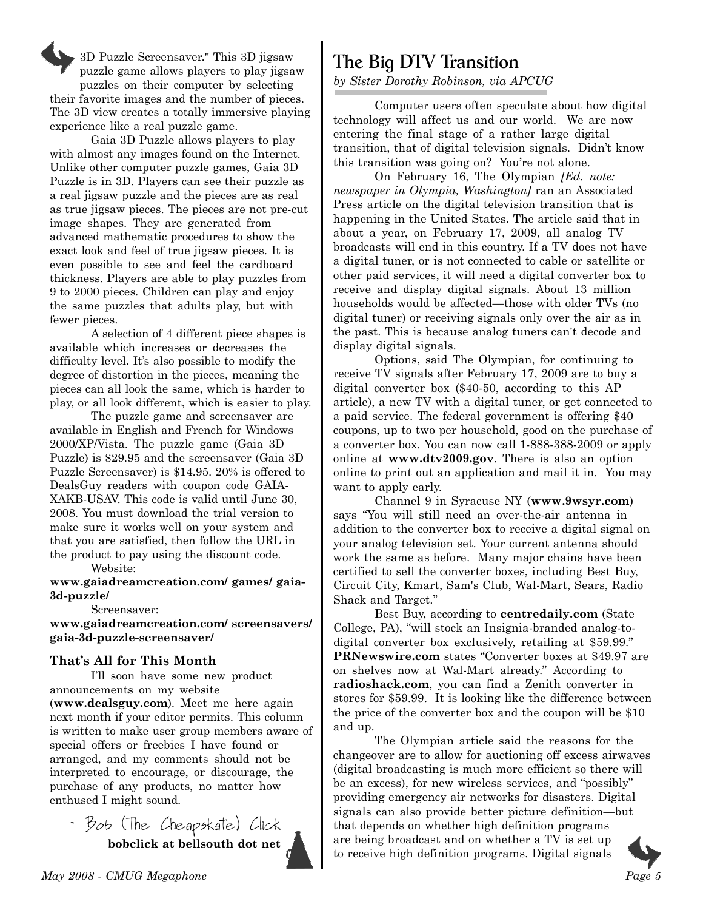3D Puzzle Screensaver." This 3D jigsaw puzzle game allows players to play jigsaw puzzles on their computer by selecting their favorite images and the number of pieces. The 3D view creates a totally immersive playing experience like a real puzzle game.

Gaia 3D Puzzle allows players to play with almost any images found on the Internet. Unlike other computer puzzle games, Gaia 3D Puzzle is in 3D. Players can see their puzzle as a real jigsaw puzzle and the pieces are as real as true jigsaw pieces. The pieces are not pre-cut image shapes. They are generated from advanced mathematic procedures to show the exact look and feel of true jigsaw pieces. It is even possible to see and feel the cardboard thickness. Players are able to play puzzles from 9 to 2000 pieces. Children can play and enjoy the same puzzles that adults play, but with fewer pieces.

A selection of 4 different piece shapes is available which increases or decreases the difficulty level. It's also possible to modify the degree of distortion in the pieces, meaning the pieces can all look the same, which is harder to play, or all look different, which is easier to play.

The puzzle game and screensaver are available in English and French for Windows 2000/XP/Vista. The puzzle game (Gaia 3D Puzzle) is $29.95 and the screensaver (Gaia 3D Puzzle Screensaver) is $14.95. 20% is offered to DealsGuy readers with coupon code GAIA-XAKB-USAV. This code is valid until June 30, 2008. You must download the trial version to make sure it works well on your system and that you are satisfied, then follow the URL in the product to pay using the discount code.

Website:
**www.gaiadreamcreation.com/ games/ gaia-3d-puzzle/**

Screensaver:
**www.gaiadreamcreation.com/ screensavers/ gaia-3d-puzzle-screensaver/**

### That's All for This Month

I'll soon have some new product announcements on my website (**www.dealsguy.com**). Meet me here again next month if your editor permits. This column is written to make user group members aware of special offers or freebies I have found or arranged, and my comments should not be interpreted to encourage, or discourage, the purchase of any products, no matter how enthused I might sound.

- Bob (The Cheapskate) Click
**bobclick at bellsouth dot net**

## The Big DTV Transition

*by Sister Dorothy Robinson, via APCUG*

Computer users often speculate about how digital technology will affect us and our world. We are now entering the final stage of a rather large digital transition, that of digital television signals. Didn't know this transition was going on? You're not alone.

On February 16, The Olympian *[Ed. note: newspaper in Olympia, Washington]* ran an Associated Press article on the digital television transition that is happening in the United States. The article said that in about a year, on February 17, 2009, all analog TV broadcasts will end in this country. If a TV does not have a digital tuner, or is not connected to cable or satellite or other paid services, it will need a digital converter box to receive and display digital signals. About 13 million households would be affected—those with older TVs (no digital tuner) or receiving signals only over the air as in the past. This is because analog tuners can't decode and display digital signals.

Options, said The Olympian, for continuing to receive TV signals after February 17, 2009 are to buy a digital converter box ($40-50, according to this AP article), a new TV with a digital tuner, or get connected to a paid service. The federal government is offering $40 coupons, up to two per household, good on the purchase of a converter box. You can now call 1-888-388-2009 or apply online at **www.dtv2009.gov**. There is also an option online to print out an application and mail it in. You may want to apply early.

Channel 9 in Syracuse NY (**www.9wsyr.com**) says "You will still need an over-the-air antenna in addition to the converter box to receive a digital signal on your analog television set. Your current antenna should work the same as before. Many major chains have been certified to sell the converter boxes, including Best Buy, Circuit City, Kmart, Sam's Club, Wal-Mart, Sears, Radio Shack and Target."

Best Buy, according to **centredaily.com** (State College, PA), "will stock an Insignia-branded analog-to-digital converter box exclusively, retailing at $59.99." **PRNewswire.com** states "Converter boxes at $49.97 are on shelves now at Wal-Mart already." According to **radioshack.com**, you can find a Zenith converter in stores for $59.99. It is looking like the difference between the price of the converter box and the coupon will be $10 and up.

The Olympian article said the reasons for the changeover are to allow for auctioning off excess airwaves (digital broadcasting is much more efficient so there will be an excess), for new wireless services, and "possibly" providing emergency air networks for disasters. Digital signals can also provide better picture definition—but that depends on whether high definition programs are being broadcast and on whether a TV is set up to receive high definition programs. Digital signals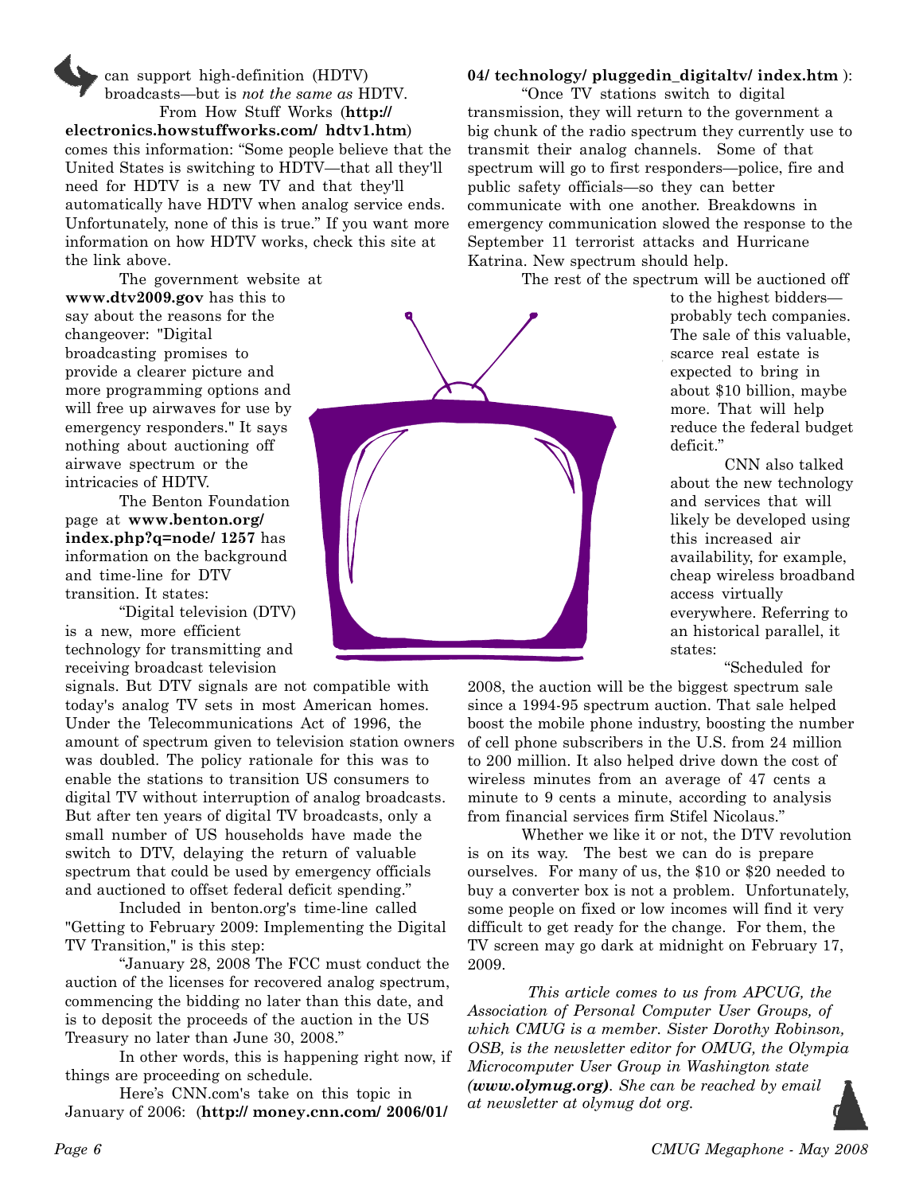can support high-definition (HDTV) broadcasts—but is *not the same as* HDTV.

From How Stuff Works (**http:// electronics.howstuffworks.com/ hdtv1.htm**) comes this information: "Some people believe that the United States is switching to HDTV—that all they'll need for HDTV is a new TV and that they'll automatically have HDTV when analog service ends. Unfortunately, none of this is true." If you want more information on how HDTV works, check this site at the link above.

The government website at **www.dtv2009.gov** has this to say about the reasons for the changeover: "Digital broadcasting promises to provide a clearer picture and more programming options and will free up airwaves for use by emergency responders." It says nothing about auctioning off airwave spectrum or the intricacies of HDTV.

The Benton Foundation page at **www.benton.org/ index.php?q=node/ 1257** has information on the background and time-line for DTV transition. It states:

"Digital television (DTV) is a new, more efficient technology for transmitting and receiving broadcast television signals. But DTV signals are not compatible with today's analog TV sets in most American homes. Under the Telecommunications Act of 1996, the amount of spectrum given to television station owners was doubled. The policy rationale for this was to enable the stations to transition US consumers to digital TV without interruption of analog broadcasts. But after ten years of digital TV broadcasts, only a small number of US households have made the switch to DTV, delaying the return of valuable spectrum that could be used by emergency officials and auctioned to offset federal deficit spending."

Included in benton.org's time-line called "Getting to February 2009: Implementing the Digital TV Transition," is this step:

"January 28, 2008 The FCC must conduct the auction of the licenses for recovered analog spectrum, commencing the bidding no later than this date, and is to deposit the proceeds of the auction in the US Treasury no later than June 30, 2008."

In other words, this is happening right now, if things are proceeding on schedule.

Here's CNN.com's take on this topic in January of 2006: (**http:// money.cnn.com/ 2006/01/ 04/ technology/ pluggedin_digitaltv/ index.htm** ):

"Once TV stations switch to digital transmission, they will return to the government a big chunk of the radio spectrum they currently use to transmit their analog channels. Some of that spectrum will go to first responders—police, fire and public safety officials—so they can better communicate with one another. Breakdowns in emergency communication slowed the response to the September 11 terrorist attacks and Hurricane Katrina. New spectrum should help.

The rest of the spectrum will be auctioned off to the highest bidders—probably tech companies. The sale of this valuable, scarce real estate is expected to bring in about $10 billion, maybe more. That will help reduce the federal budget deficit."

CNN also talked about the new technology and services that will likely be developed using this increased air availability, for example, cheap wireless broadband access virtually everywhere. Referring to an historical parallel, it states:

"Scheduled for 2008, the auction will be the biggest spectrum sale since a 1994-95 spectrum auction. That sale helped boost the mobile phone industry, boosting the number of cell phone subscribers in the U.S. from 24 million to 200 million. It also helped drive down the cost of wireless minutes from an average of 47 cents a minute to 9 cents a minute, according to analysis from financial services firm Stifel Nicolaus."

Whether we like it or not, the DTV revolution is on its way. The best we can do is prepare ourselves. For many of us, the $10 or $20 needed to buy a converter box is not a problem. Unfortunately, some people on fixed or low incomes will find it very difficult to get ready for the change. For them, the TV screen may go dark at midnight on February 17, 2009.

*This article comes to us from APCUG, the Association of Personal Computer User Groups, of which CMUG is a member. Sister Dorothy Robinson, OSB, is the newsletter editor for OMUG, the Olympia Microcomputer User Group in Washington state **(www.olymug.org)**. She can be reached by email at newsletter at olymug dot org.*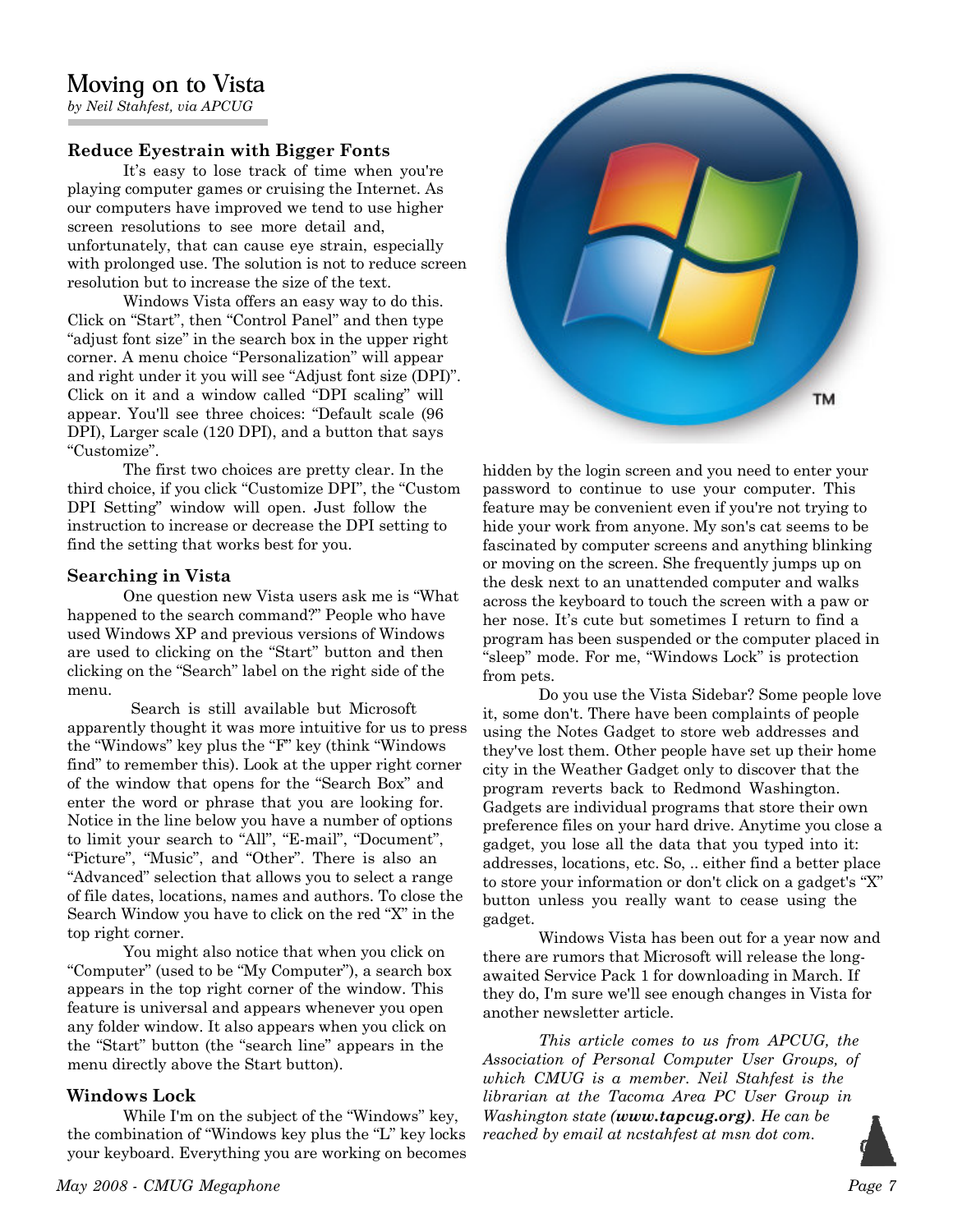# Moving on to Vista

*by Neil Stahfest, via APCUG*

## Reduce Eyestrain with Bigger Fonts

It's easy to lose track of time when you're playing computer games or cruising the Internet. As our computers have improved we tend to use higher screen resolutions to see more detail and, unfortunately, that can cause eye strain, especially with prolonged use. The solution is not to reduce screen resolution but to increase the size of the text.

Windows Vista offers an easy way to do this. Click on "Start", then "Control Panel" and then type "adjust font size" in the search box in the upper right corner. A menu choice "Personalization" will appear and right under it you will see "Adjust font size (DPI)". Click on it and a window called "DPI scaling" will appear. You'll see three choices: "Default scale (96 DPI), Larger scale (120 DPI), and a button that says "Customize".

The first two choices are pretty clear. In the third choice, if you click "Customize DPI", the "Custom DPI Setting" window will open. Just follow the instruction to increase or decrease the DPI setting to find the setting that works best for you.

## Searching in Vista

One question new Vista users ask me is "What happened to the search command?" People who have used Windows XP and previous versions of Windows are used to clicking on the "Start" button and then clicking on the "Search" label on the right side of the menu.

Search is still available but Microsoft apparently thought it was more intuitive for us to press the "Windows" key plus the "F" key (think "Windows find" to remember this). Look at the upper right corner of the window that opens for the "Search Box" and enter the word or phrase that you are looking for. Notice in the line below you have a number of options to limit your search to "All", "E-mail", "Document", "Picture", "Music", and "Other". There is also an "Advanced" selection that allows you to select a range of file dates, locations, names and authors. To close the Search Window you have to click on the red "X" in the top right corner.

You might also notice that when you click on "Computer" (used to be "My Computer"), a search box appears in the top right corner of the window. This feature is universal and appears whenever you open any folder window. It also appears when you click on the "Start" button (the "search line" appears in the menu directly above the Start button).

## Windows Lock

While I'm on the subject of the "Windows" key, the combination of "Windows key plus the "L" key locks your keyboard. Everything you are working on becomes hidden by the login screen and you need to enter your password to continue to use your computer. This feature may be convenient even if you're not trying to hide your work from anyone. My son's cat seems to be fascinated by computer screens and anything blinking or moving on the screen. She frequently jumps up on the desk next to an unattended computer and walks across the keyboard to touch the screen with a paw or her nose. It's cute but sometimes I return to find a program has been suspended or the computer placed in "sleep" mode. For me, "Windows Lock" is protection from pets.

Do you use the Vista Sidebar? Some people love it, some don't. There have been complaints of people using the Notes Gadget to store web addresses and they've lost them. Other people have set up their home city in the Weather Gadget only to discover that the program reverts back to Redmond Washington. Gadgets are individual programs that store their own preference files on your hard drive. Anytime you close a gadget, you lose all the data that you typed into it: addresses, locations, etc. So, .. either find a better place to store your information or don't click on a gadget's "X" button unless you really want to cease using the gadget.

Windows Vista has been out for a year now and there are rumors that Microsoft will release the long-awaited Service Pack 1 for downloading in March. If they do, I'm sure we'll see enough changes in Vista for another newsletter article.

*This article comes to us from APCUG, the Association of Personal Computer User Groups, of which CMUG is a member. Neil Stahfest is the librarian at the Tacoma Area PC User Group in Washington state **(www.tapcug.org)**. He can be reached by email at ncstahfest at msn dot com.*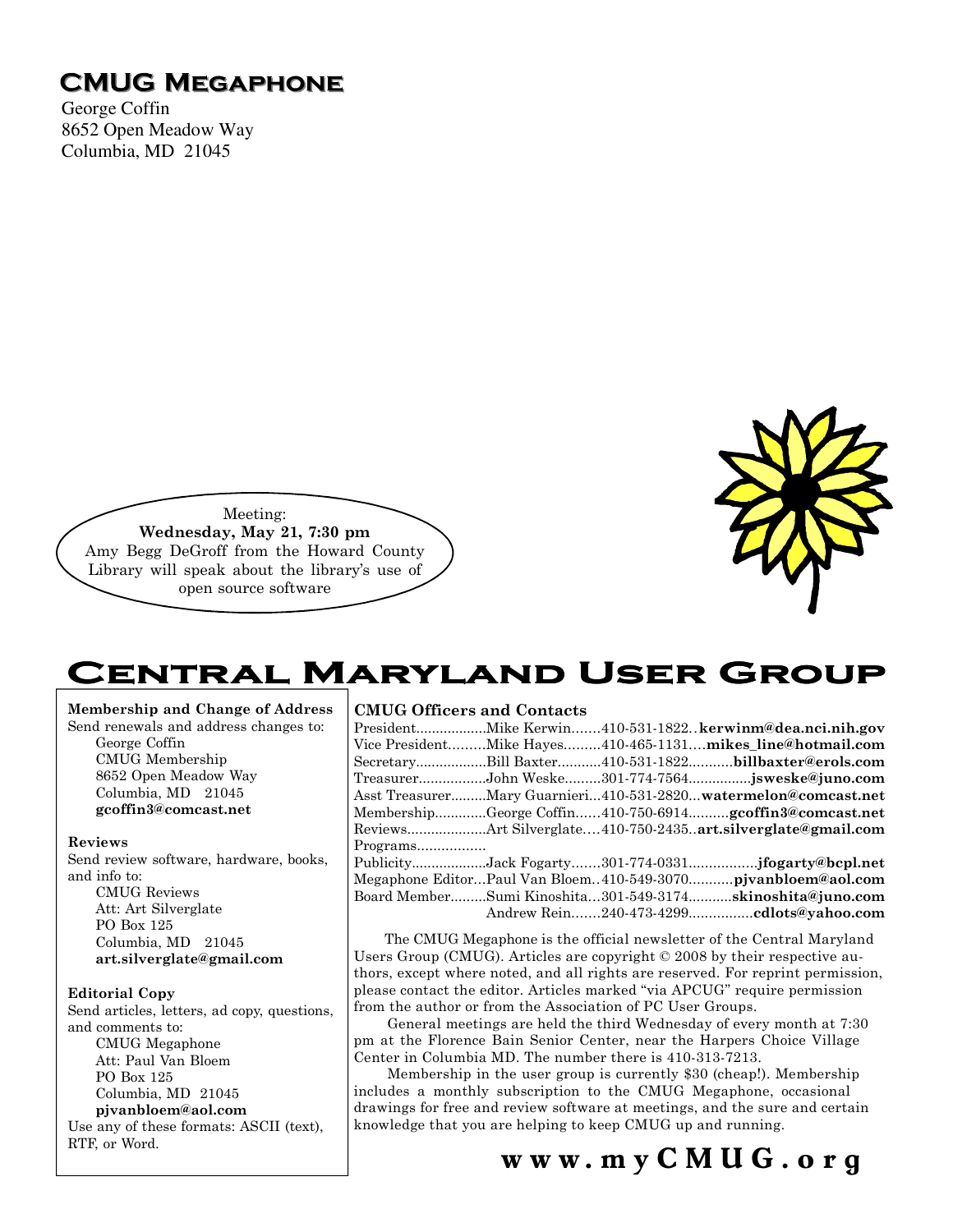# CMUG Megaphone

George Coffin
8652 Open Meadow Way
Columbia, MD 21045

Meeting:
**Wednesday, May 21, 7:30 pm**
Amy Begg DeGroff from the Howard County Library will speak about the library's use of open source software

# Central Maryland User Group

**Membership and Change of Address**
Send renewals and address changes to:
George Coffin
CMUG Membership
8652 Open Meadow Way
Columbia, MD 21045
**gcoffin3@comcast.net**

**Reviews**
Send review software, hardware, books, and info to:
CMUG Reviews
Att: Art Silverglate
PO Box 125
Columbia, MD 21045
**art.silverglate@gmail.com**

**Editorial Copy**
Send articles, letters, ad copy, questions, and comments to:
CMUG Megaphone
Att: Paul Van Bloem
PO Box 125
Columbia, MD 21045
**pjvanbloem@aol.com**
Use any of these formats: ASCII (text), RTF, or Word.

**CMUG Officers and Contacts**

| | | | |
|---|---|---|---|
| President | Mike Kerwin | 410-531-1822 | **kerwinm@dea.nci.nih.gov** |
| Vice President | Mike Hayes | 410-465-1131 | **mikes_line@hotmail.com** |
| Secretary | Bill Baxter | 410-531-1822 | **billbaxter@erols.com** |
| Treasurer | John Weske | 301-774-7564 | **jsweske@juno.com** |
| Asst Treasurer | Mary Guarnieri | 410-531-2820 | **watermelon@comcast.net** |
| Membership | George Coffin | 410-750-6914 | **gcoffin3@comcast.net** |
| Reviews | Art Silverglate | 410-750-2435 | **art.silverglate@gmail.com** |
| Programs | | | |
| Publicity | Jack Fogarty | 301-774-0331 | **jfogarty@bcpl.net** |
| Megaphone Editor | Paul Van Bloem | 410-549-3070 | **pjvanbloem@aol.com** |
| Board Member | Sumi Kinoshita | 301-549-3174 | **skinoshita@juno.com** |
| | Andrew Rein | 240-473-4299 | **cdlots@yahoo.com** |

The CMUG Megaphone is the official newsletter of the Central Maryland Users Group (CMUG). Articles are copyright © 2008 by their respective authors, except where noted, and all rights are reserved. For reprint permission, please contact the editor. Articles marked "via APCUG" require permission from the author or from the Association of PC User Groups.

General meetings are held the third Wednesday of every month at 7:30 pm at the Florence Bain Senior Center, near the Harpers Choice Village Center in Columbia MD. The number there is 410-313-7213.

Membership in the user group is currently $30 (cheap!). Membership includes a monthly subscription to the CMUG Megaphone, occasional drawings for free and review software at meetings, and the sure and certain knowledge that you are helping to keep CMUG up and running.

**www.myCMUG.org**